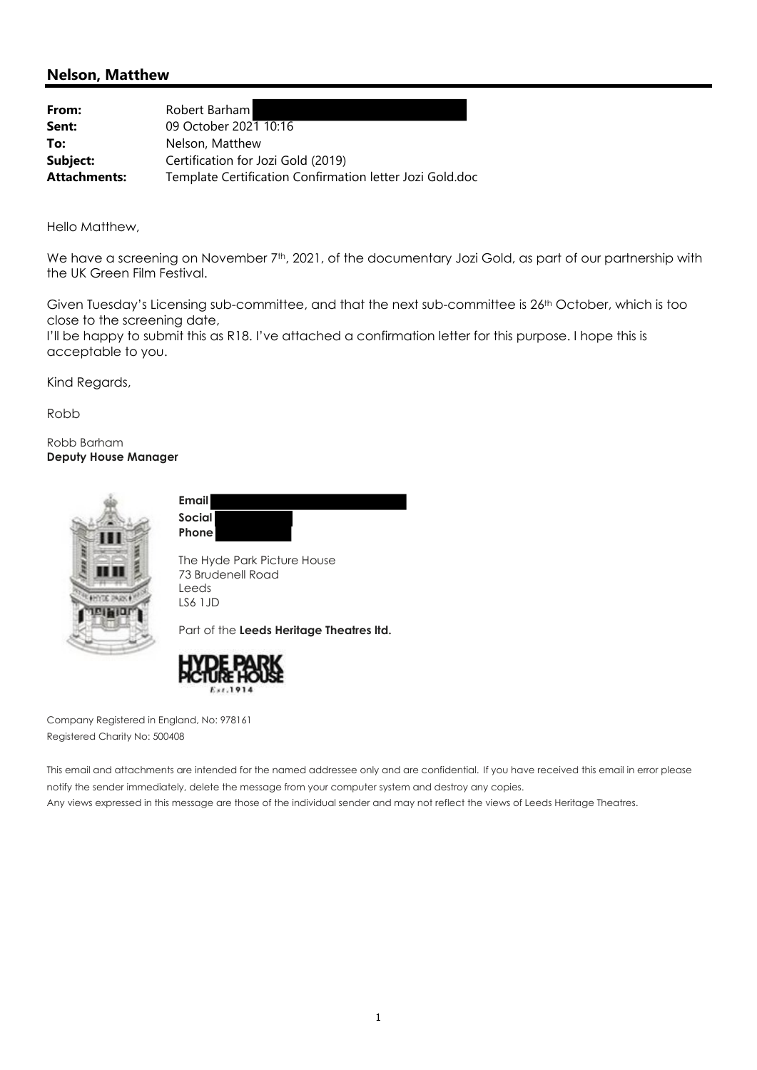## Nelson, Matthew

| | |
|---|---|
| **From:** | Robert Barham |
| **Sent:** | 09 October 2021 10:16 |
| **To:** | Nelson, Matthew |
| **Subject:** | Certification for Jozi Gold (2019) |
| **Attachments:** | Template Certification Confirmation letter Jozi Gold.doc |

Hello Matthew,

We have a screening on November 7th, 2021, of the documentary Jozi Gold, as part of our partnership with the UK Green Film Festival.

Given Tuesday's Licensing sub-committee, and that the next sub-committee is 26th October, which is too close to the screening date,
I'll be happy to submit this as R18. I've attached a confirmation letter for this purpose. I hope this is acceptable to you.

Kind Regards,

Robb

Robb Barham
**Deputy House Manager**

**Email**
**Social**
**Phone**

The Hyde Park Picture House
73 Brudenell Road
Leeds
LS6 1JD

Part of the **Leeds Heritage Theatres ltd.**

HYDE PARK PICTURE HOUSE
Est.1914

Company Registered in England, No: 978161
Registered Charity No: 500408

This email and attachments are intended for the named addressee only and are confidential. If you have received this email in error please notify the sender immediately, delete the message from your computer system and destroy any copies.
Any views expressed in this message are those of the individual sender and may not reflect the views of Leeds Heritage Theatres.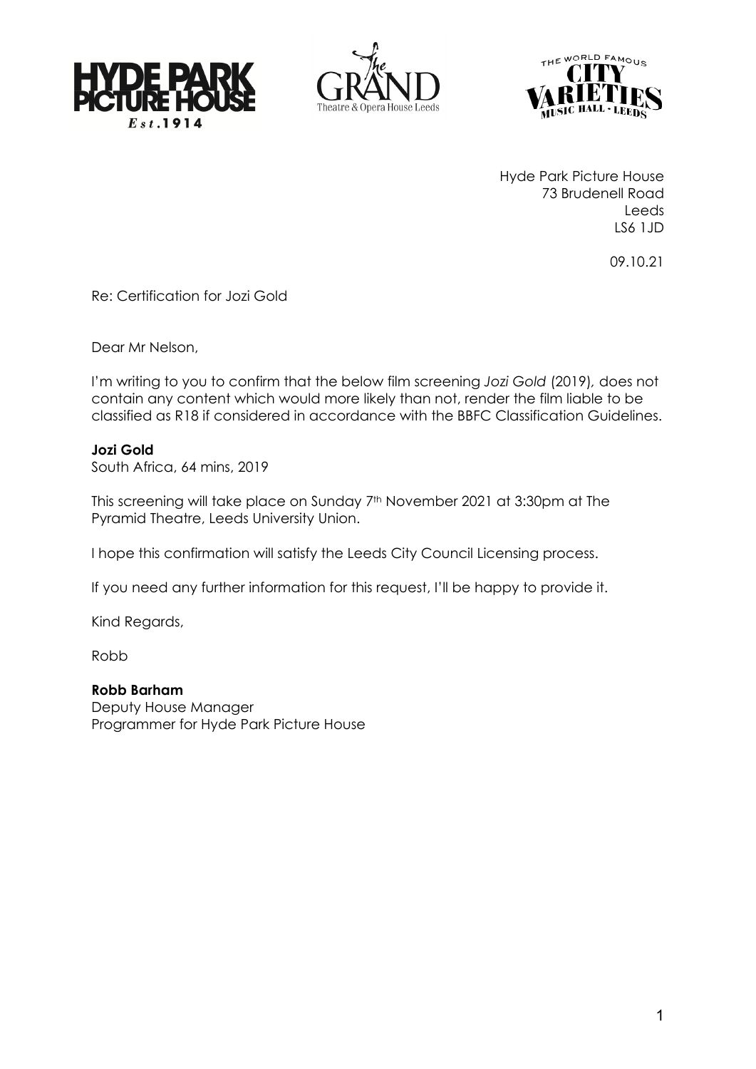Hyde Park Picture House
73 Brudenell Road
Leeds
LS6 1JD

09.10.21

Re: Certification for Jozi Gold

Dear Mr Nelson,

I'm writing to you to confirm that the below film screening *Jozi Gold* (2019), does not contain any content which would more likely than not, render the film liable to be classified as R18 if considered in accordance with the BBFC Classification Guidelines.

**Jozi Gold**
South Africa, 64 mins, 2019

This screening will take place on Sunday 7th November 2021 at 3:30pm at The Pyramid Theatre, Leeds University Union.

I hope this confirmation will satisfy the Leeds City Council Licensing process.

If you need any further information for this request, I'll be happy to provide it.

Kind Regards,

Robb

**Robb Barham**
Deputy House Manager
Programmer for Hyde Park Picture House